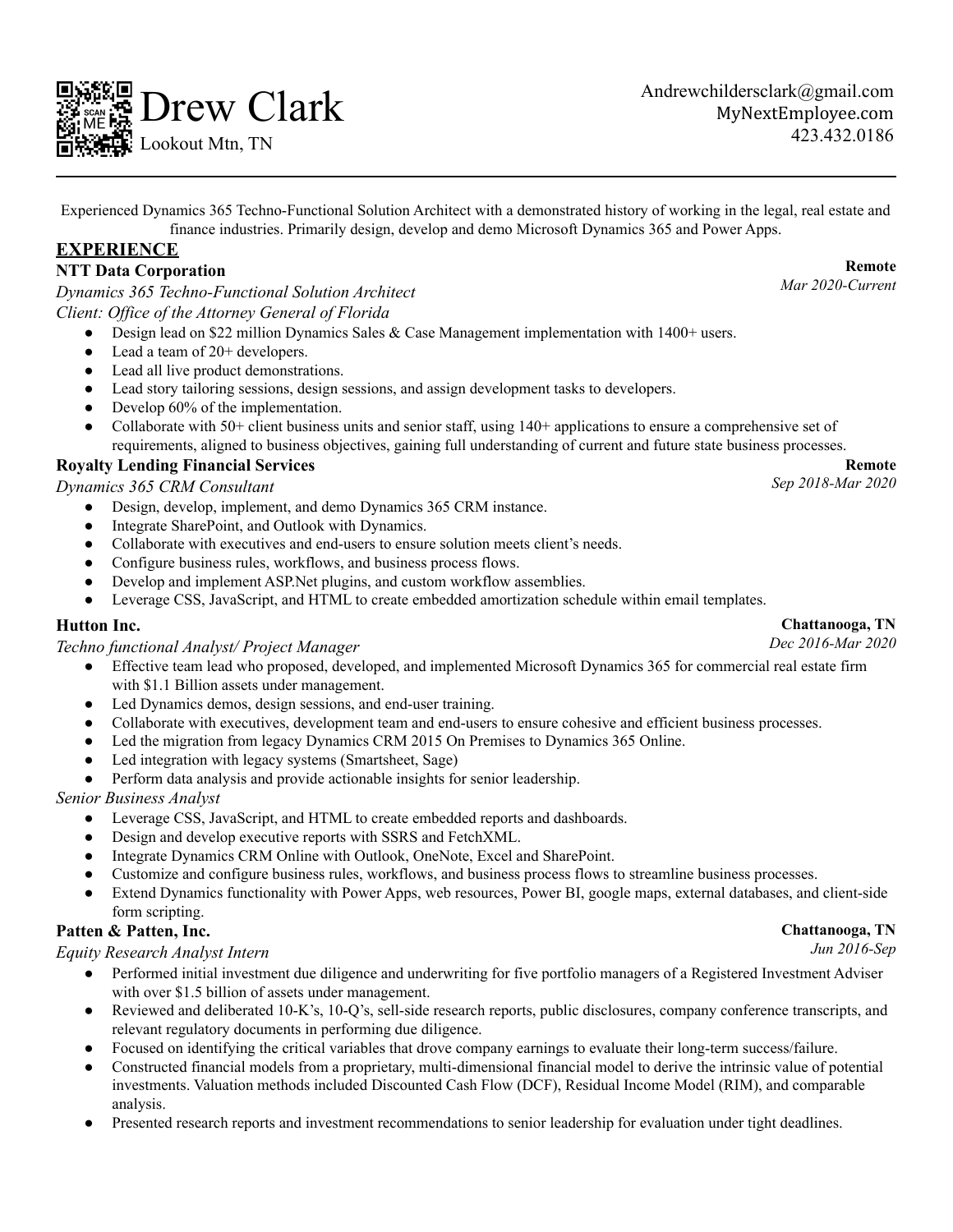# Drew Clark

Lookout Mtn, TN

Andrewchildersclark@gmail.com
MyNextEmployee.com
423.432.0186

---

Experienced Dynamics 365 Techno-Functional Solution Architect with a demonstrated history of working in the legal, real estate and finance industries. Primarily design, develop and demo Microsoft Dynamics 365 and Power Apps.

## EXPERIENCE

**NTT Data Corporation** — **Remote**

*Dynamics 365 Techno-Functional Solution Architect* — *Mar 2020-Current*

*Client: Office of the Attorney General of Florida*

- Design lead on $22 million Dynamics Sales & Case Management implementation with 1400+ users.
- Lead a team of 20+ developers.
- Lead all live product demonstrations.
- Lead story tailoring sessions, design sessions, and assign development tasks to developers.
- Develop 60% of the implementation.
- Collaborate with 50+ client business units and senior staff, using 140+ applications to ensure a comprehensive set of requirements, aligned to business objectives, gaining full understanding of current and future state business processes.

**Royalty Lending Financial Services** — **Remote**

*Dynamics 365 CRM Consultant* — *Sep 2018-Mar 2020*

- Design, develop, implement, and demo Dynamics 365 CRM instance.
- Integrate SharePoint, and Outlook with Dynamics.
- Collaborate with executives and end-users to ensure solution meets client's needs.
- Configure business rules, workflows, and business process flows.
- Develop and implement ASP.Net plugins, and custom workflow assemblies.
- Leverage CSS, JavaScript, and HTML to create embedded amortization schedule within email templates.

**Hutton Inc.** — **Chattanooga, TN**

*Techno functional Analyst/ Project Manager* — *Dec 2016-Mar 2020*

- Effective team lead who proposed, developed, and implemented Microsoft Dynamics 365 for commercial real estate firm with $1.1 Billion assets under management.
- Led Dynamics demos, design sessions, and end-user training.
- Collaborate with executives, development team and end-users to ensure cohesive and efficient business processes.
- Led the migration from legacy Dynamics CRM 2015 On Premises to Dynamics 365 Online.
- Led integration with legacy systems (Smartsheet, Sage)
- Perform data analysis and provide actionable insights for senior leadership.

*Senior Business Analyst*

- Leverage CSS, JavaScript, and HTML to create embedded reports and dashboards.
- Design and develop executive reports with SSRS and FetchXML.
- Integrate Dynamics CRM Online with Outlook, OneNote, Excel and SharePoint.
- Customize and configure business rules, workflows, and business process flows to streamline business processes.
- Extend Dynamics functionality with Power Apps, web resources, Power BI, google maps, external databases, and client-side form scripting.

**Patten & Patten, Inc.** — **Chattanooga, TN**

*Equity Research Analyst Intern* — *Jun 2016-Sep*

- Performed initial investment due diligence and underwriting for five portfolio managers of a Registered Investment Adviser with over $1.5 billion of assets under management.
- Reviewed and deliberated 10-K's, 10-Q's, sell-side research reports, public disclosures, company conference transcripts, and relevant regulatory documents in performing due diligence.
- Focused on identifying the critical variables that drove company earnings to evaluate their long-term success/failure.
- Constructed financial models from a proprietary, multi-dimensional financial model to derive the intrinsic value of potential investments. Valuation methods included Discounted Cash Flow (DCF), Residual Income Model (RIM), and comparable analysis.
- Presented research reports and investment recommendations to senior leadership for evaluation under tight deadlines.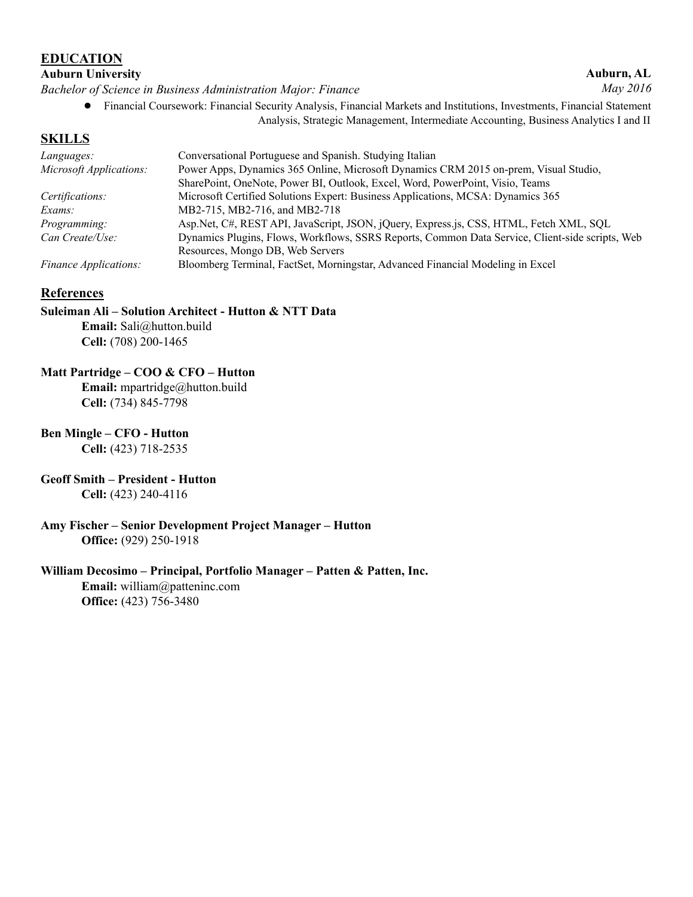## EDUCATION

**Auburn University** **Auburn, AL**

*Bachelor of Science in Business Administration Major: Finance* *May 2016*

- Financial Coursework: Financial Security Analysis, Financial Markets and Institutions, Investments, Financial Statement Analysis, Strategic Management, Intermediate Accounting, Business Analytics I and II

## SKILLS

| | |
|---|---|
| *Languages:* | Conversational Portuguese and Spanish. Studying Italian |
| *Microsoft Applications:* | Power Apps, Dynamics 365 Online, Microsoft Dynamics CRM 2015 on-prem, Visual Studio, SharePoint, OneNote, Power BI, Outlook, Excel, Word, PowerPoint, Visio, Teams |
| *Certifications:* | Microsoft Certified Solutions Expert: Business Applications, MCSA: Dynamics 365 |
| *Exams:* | MB2-715, MB2-716, and MB2-718 |
| *Programming:* | Asp.Net, C#, REST API, JavaScript, JSON, jQuery, Express.js, CSS, HTML, Fetch XML, SQL |
| *Can Create/Use:* | Dynamics Plugins, Flows, Workflows, SSRS Reports, Common Data Service, Client-side scripts, Web Resources, Mongo DB, Web Servers |
| *Finance Applications:* | Bloomberg Terminal, FactSet, Morningstar, Advanced Financial Modeling in Excel |

## References

**Suleiman Ali – Solution Architect - Hutton & NTT Data**
**Email:** Sali@hutton.build
**Cell:** (708) 200-1465

**Matt Partridge – COO & CFO – Hutton**
**Email:** mpartridge@hutton.build
**Cell:** (734) 845-7798

**Ben Mingle – CFO - Hutton**
**Cell:** (423) 718-2535

**Geoff Smith – President - Hutton**
**Cell:** (423) 240-4116

**Amy Fischer – Senior Development Project Manager – Hutton**
**Office:** (929) 250-1918

**William Decosimo – Principal, Portfolio Manager – Patten & Patten, Inc.**
**Email:** william@patteninc.com
**Office:** (423) 756-3480